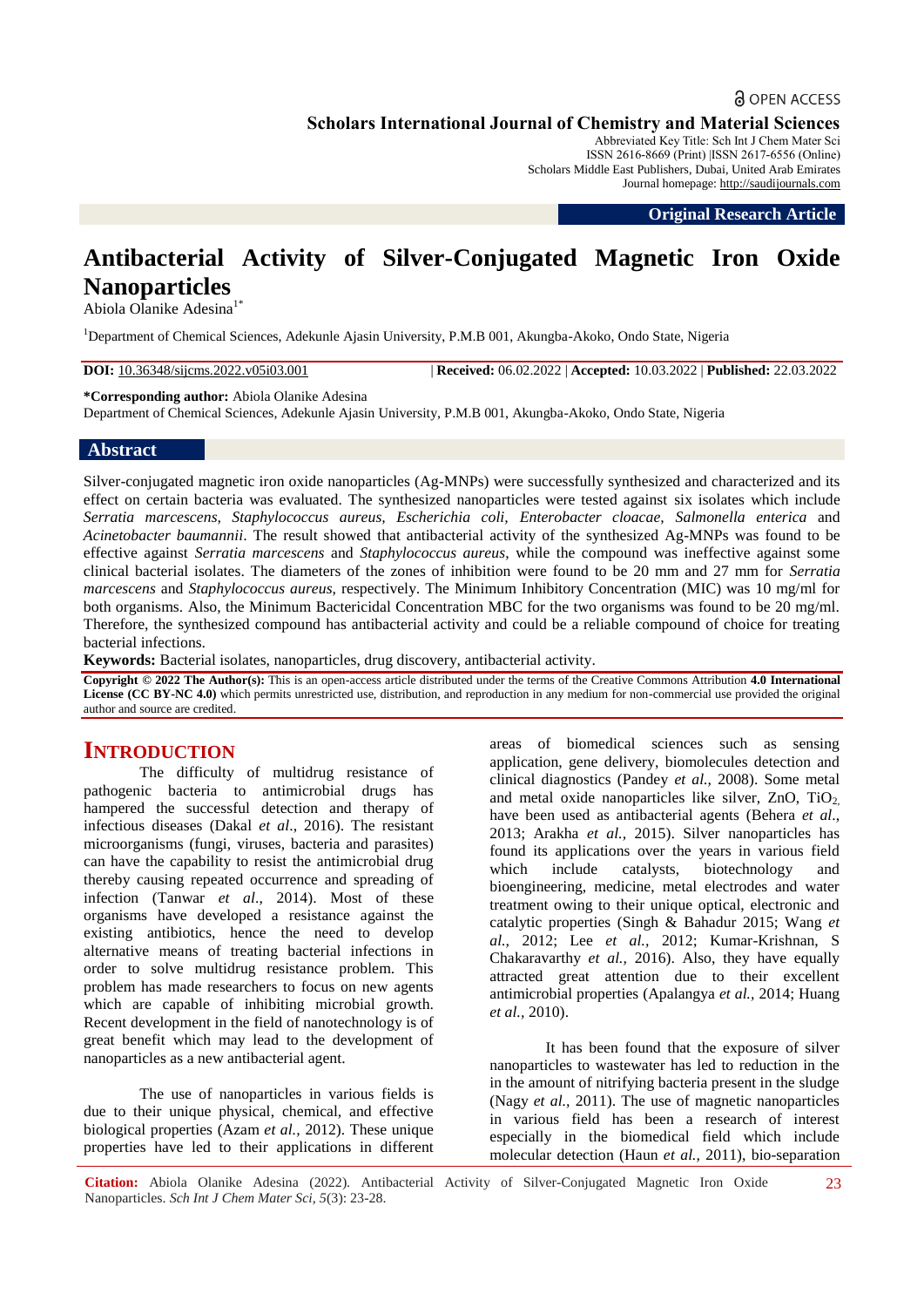Open Access

**Scholars International Journal of Chemistry and Material Sciences**
Abbreviated Key Title: Sch Int J Chem Mater Sci
ISSN 2616-8669 (Print) |ISSN 2617-6556 (Online)
Scholars Middle East Publishers, Dubai, United Arab Emirates
Journal homepage: http://saudijournals.com

**Original Research Article**

# Antibacterial Activity of Silver-Conjugated Magnetic Iron Oxide Nanoparticles

Abiola Olanike Adesina[1*]

[1]Department of Chemical Sciences, Adekunle Ajasin University, P.M.B 001, Akungba-Akoko, Ondo State, Nigeria

**DOI:** 10.36348/sijcms.2022.v05i03.001 | **Received:** 06.02.2022 | **Accepted:** 10.03.2022 | **Published:** 22.03.2022

**\*Corresponding author:** Abiola Olanike Adesina
Department of Chemical Sciences, Adekunle Ajasin University, P.M.B 001, Akungba-Akoko, Ondo State, Nigeria

## Abstract

Silver-conjugated magnetic iron oxide nanoparticles (Ag-MNPs) were successfully synthesized and characterized and its effect on certain bacteria was evaluated. The synthesized nanoparticles were tested against six isolates which include *Serratia marcescens, Staphylococcus aureus, Escherichia coli, Enterobacter cloacae, Salmonella enterica* and *Acinetobacter baumannii*. The result showed that antibacterial activity of the synthesized Ag-MNPs was found to be effective against *Serratia marcescens* and *Staphylococcus aureus*, while the compound was ineffective against some clinical bacterial isolates. The diameters of the zones of inhibition were found to be 20 mm and 27 mm for *Serratia marcescens* and *Staphylococcus aureus,* respectively. The Minimum Inhibitory Concentration (MIC) was 10 mg/ml for both organisms. Also, the Minimum Bactericidal Concentration MBC for the two organisms was found to be 20 mg/ml. Therefore, the synthesized compound has antibacterial activity and could be a reliable compound of choice for treating bacterial infections.

**Keywords:** Bacterial isolates, nanoparticles, drug discovery, antibacterial activity.

**Copyright © 2022 The Author(s):** This is an open-access article distributed under the terms of the Creative Commons Attribution **4.0 International License (CC BY-NC 4.0)** which permits unrestricted use, distribution, and reproduction in any medium for non-commercial use provided the original author and source are credited.

## Introduction

The difficulty of multidrug resistance of pathogenic bacteria to antimicrobial drugs has hampered the successful detection and therapy of infectious diseases (Dakal *et al*., 2016). The resistant microorganisms (fungi, viruses, bacteria and parasites) can have the capability to resist the antimicrobial drug thereby causing repeated occurrence and spreading of infection (Tanwar *et al*., 2014). Most of these organisms have developed a resistance against the existing antibiotics, hence the need to develop alternative means of treating bacterial infections in order to solve multidrug resistance problem. This problem has made researchers to focus on new agents which are capable of inhibiting microbial growth. Recent development in the field of nanotechnology is of great benefit which may lead to the development of nanoparticles as a new antibacterial agent.

The use of nanoparticles in various fields is due to their unique physical, chemical, and effective biological properties (Azam *et al.,* 2012). These unique properties have led to their applications in different areas of biomedical sciences such as sensing application, gene delivery, biomolecules detection and clinical diagnostics (Pandey *et al.,* 2008). Some metal and metal oxide nanoparticles like silver, ZnO, $TiO_2$, have been used as antibacterial agents (Behera *et al*., 2013; Arakha *et al.,* 2015). Silver nanoparticles has found its applications over the years in various field which include catalysts, biotechnology and bioengineering, medicine, metal electrodes and water treatment owing to their unique optical, electronic and catalytic properties (Singh & Bahadur 2015; Wang *et al.,* 2012; Lee *et al.,* 2012; Kumar-Krishnan, S Chakaravarthy *et al.,* 2016). Also, they have equally attracted great attention due to their excellent antimicrobial properties (Apalangya *et al.,* 2014; Huang *et al.,* 2010).

It has been found that the exposure of silver nanoparticles to wastewater has led to reduction in the in the amount of nitrifying bacteria present in the sludge (Nagy *et al.,* 2011). The use of magnetic nanoparticles in various field has been a research of interest especially in the biomedical field which include molecular detection (Haun *et al.,* 2011), bio-separation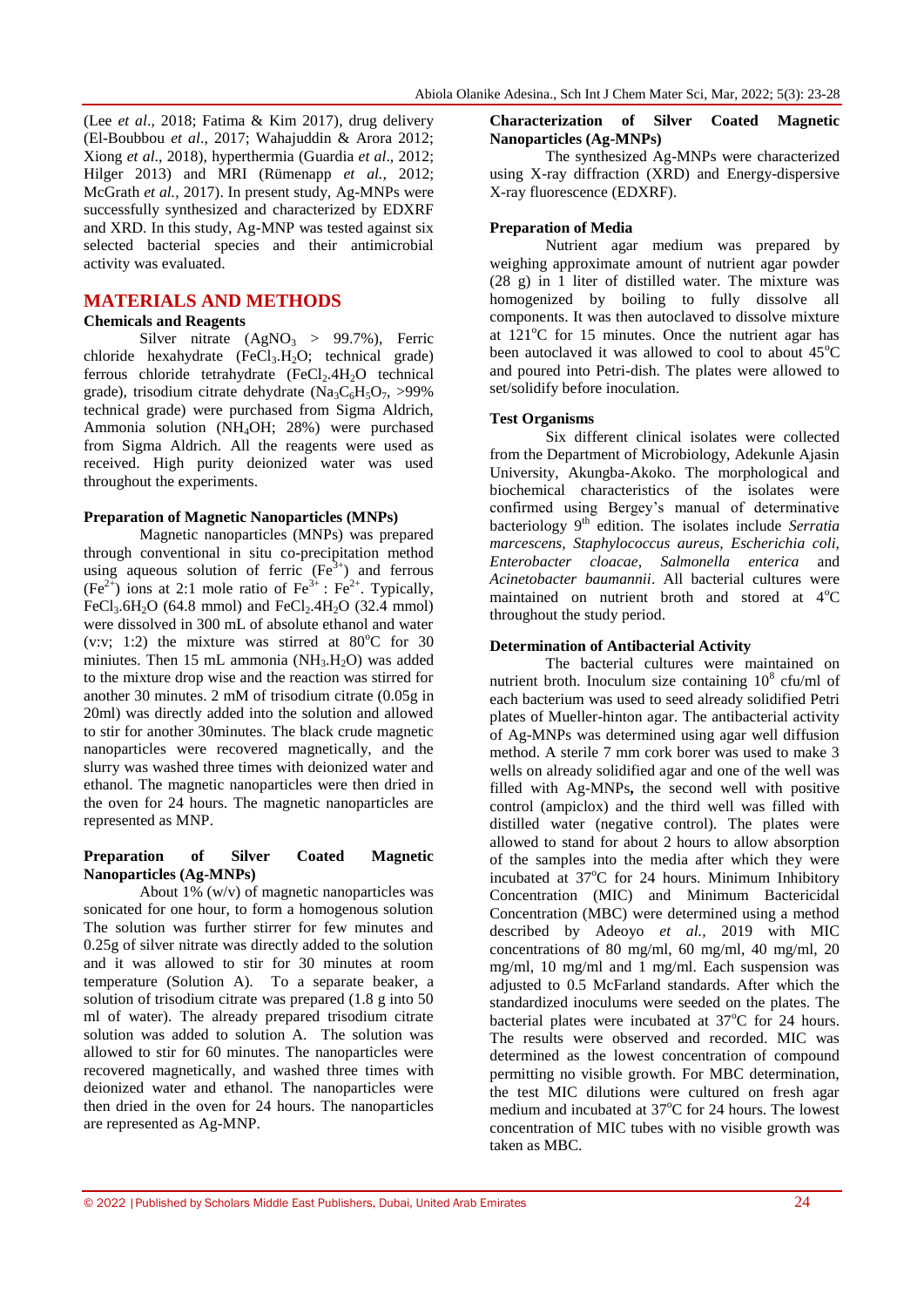(Lee *et al*., 2018; Fatima & Kim 2017), drug delivery (El-Boubbou *et al*., 2017; Wahajuddin & Arora 2012; Xiong *et al*., 2018), hyperthermia (Guardia *et al*., 2012; Hilger 2013) and MRI (Rümenapp *et al.,* 2012; McGrath *et al.,* 2017). In present study, Ag-MNPs were successfully synthesized and characterized by EDXRF and XRD. In this study, Ag-MNP was tested against six selected bacterial species and their antimicrobial activity was evaluated.

## MATERIALS AND METHODS

### Chemicals and Reagents

Silver nitrate ($AgNO_3$ > 99.7%), Ferric chloride hexahydrate ($FeCl_3.H_2O$; technical grade) ferrous chloride tetrahydrate ($FeCl_2.4H_2O$ technical grade), trisodium citrate dehydrate ($Na_3C_6H_5O_7$, >99% technical grade) were purchased from Sigma Aldrich, Ammonia solution ($NH_4OH$; 28%) were purchased from Sigma Aldrich. All the reagents were used as received. High purity deionized water was used throughout the experiments.

### Preparation of Magnetic Nanoparticles (MNPs)

Magnetic nanoparticles (MNPs) was prepared through conventional in situ co-precipitation method using aqueous solution of ferric ($Fe^{3+}$) and ferrous ($Fe^{2+}$) ions at 2:1 mole ratio of $Fe^{3+}$ : $Fe^{2+}$. Typically, $FeCl_3.6H_2O$ (64.8 mmol) and $FeCl_2.4H_2O$ (32.4 mmol) were dissolved in 300 mL of absolute ethanol and water (v:v; 1:2) the mixture was stirred at 80°C for 30 miniutes. Then 15 mL ammonia ($NH_3.H_2O$) was added to the mixture drop wise and the reaction was stirred for another 30 minutes. 2 mM of trisodium citrate (0.05g in 20ml) was directly added into the solution and allowed to stir for another 30minutes. The black crude magnetic nanoparticles were recovered magnetically, and the slurry was washed three times with deionized water and ethanol. The magnetic nanoparticles were then dried in the oven for 24 hours. The magnetic nanoparticles are represented as MNP.

### Preparation of Silver Coated Magnetic Nanoparticles (Ag-MNPs)

About 1% (w/v) of magnetic nanoparticles was sonicated for one hour, to form a homogenous solution The solution was further stirrer for few minutes and 0.25g of silver nitrate was directly added to the solution and it was allowed to stir for 30 minutes at room temperature (Solution A). To a separate beaker, a solution of trisodium citrate was prepared (1.8 g into 50 ml of water). The already prepared trisodium citrate solution was added to solution A. The solution was allowed to stir for 60 minutes. The nanoparticles were recovered magnetically, and washed three times with deionized water and ethanol. The nanoparticles were then dried in the oven for 24 hours. The nanoparticles are represented as Ag-MNP.

### Characterization of Silver Coated Magnetic Nanoparticles (Ag-MNPs)

The synthesized Ag-MNPs were characterized using X-ray diffraction (XRD) and Energy-dispersive X-ray fluorescence (EDXRF).

### Preparation of Media

Nutrient agar medium was prepared by weighing approximate amount of nutrient agar powder (28 g) in 1 liter of distilled water. The mixture was homogenized by boiling to fully dissolve all components. It was then autoclaved to dissolve mixture at 121°C for 15 minutes. Once the nutrient agar has been autoclaved it was allowed to cool to about 45°C and poured into Petri-dish. The plates were allowed to set/solidify before inoculation.

### Test Organisms

Six different clinical isolates were collected from the Department of Microbiology, Adekunle Ajasin University, Akungba-Akoko. The morphological and biochemical characteristics of the isolates were confirmed using Bergey's manual of determinative bacteriology 9th edition. The isolates include *Serratia marcescens, Staphylococcus aureus, Escherichia coli, Enterobacter cloacae, Salmonella enterica* and *Acinetobacter baumannii*. All bacterial cultures were maintained on nutrient broth and stored at 4°C throughout the study period.

### Determination of Antibacterial Activity

The bacterial cultures were maintained on nutrient broth. Inoculum size containing $10^8$ cfu/ml of each bacterium was used to seed already solidified Petri plates of Mueller-hinton agar. The antibacterial activity of Ag-MNPs was determined using agar well diffusion method. A sterile 7 mm cork borer was used to make 3 wells on already solidified agar and one of the well was filled with Ag-MNPs**,** the second well with positive control (ampiclox) and the third well was filled with distilled water (negative control). The plates were allowed to stand for about 2 hours to allow absorption of the samples into the media after which they were incubated at 37°C for 24 hours. Minimum Inhibitory Concentration (MIC) and Minimum Bactericidal Concentration (MBC) were determined using a method described by Adeoyo *et al.,* 2019 with MIC concentrations of 80 mg/ml, 60 mg/ml, 40 mg/ml, 20 mg/ml, 10 mg/ml and 1 mg/ml. Each suspension was adjusted to 0.5 McFarland standards. After which the standardized inoculums were seeded on the plates. The bacterial plates were incubated at 37°C for 24 hours. The results were observed and recorded. MIC was determined as the lowest concentration of compound permitting no visible growth. For MBC determination, the test MIC dilutions were cultured on fresh agar medium and incubated at 37°C for 24 hours. The lowest concentration of MIC tubes with no visible growth was taken as MBC.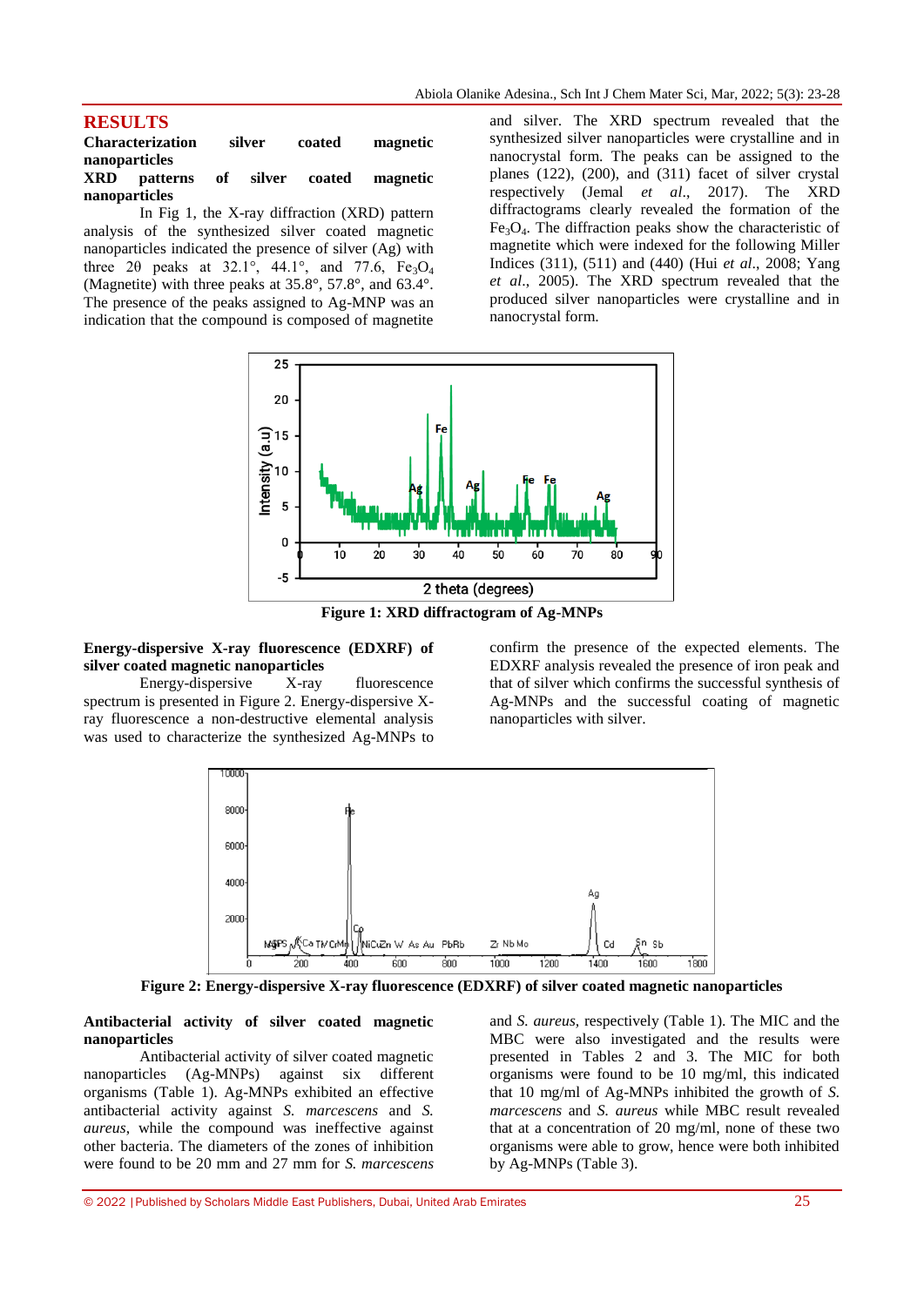# RESULTS

## Characterization silver coated magnetic nanoparticles

### XRD patterns of silver coated magnetic nanoparticles

In Fig 1, the X-ray diffraction (XRD) pattern analysis of the synthesized silver coated magnetic nanoparticles indicated the presence of silver (Ag) with three 2θ peaks at 32.1°, 44.1°, and 77.6, $Fe_3O_4$ (Magnetite) with three peaks at 35.8°, 57.8°, and 63.4°. The presence of the peaks assigned to Ag-MNP was an indication that the compound is composed of magnetite and silver. The XRD spectrum revealed that the synthesized silver nanoparticles were crystalline and in nanocrystal form. The peaks can be assigned to the planes (122), (200), and (311) facet of silver crystal respectively (Jemal *et al*., 2017). The XRD diffractograms clearly revealed the formation of the $Fe_3O_4$. The diffraction peaks show the characteristic of magnetite which were indexed for the following Miller Indices (311), (511) and (440) (Hui *et al*., 2008; Yang *et al*., 2005). The XRD spectrum revealed that the produced silver nanoparticles were crystalline and in nanocrystal form.

**Figure 1: XRD diffractogram of Ag-MNPs**

### Energy-dispersive X-ray fluorescence (EDXRF) of silver coated magnetic nanoparticles

Energy-dispersive X-ray fluorescence spectrum is presented in Figure 2. Energy-dispersive X-ray fluorescence a non-destructive elemental analysis was used to characterize the synthesized Ag-MNPs to confirm the presence of the expected elements. The EDXRF analysis revealed the presence of iron peak and that of silver which confirms the successful synthesis of Ag-MNPs and the successful coating of magnetic nanoparticles with silver.

**Figure 2: Energy-dispersive X-ray fluorescence (EDXRF) of silver coated magnetic nanoparticles**

### Antibacterial activity of silver coated magnetic nanoparticles

Antibacterial activity of silver coated magnetic nanoparticles (Ag-MNPs) against six different organisms (Table 1). Ag-MNPs exhibited an effective antibacterial activity against *S. marcescens* and *S. aureus*, while the compound was ineffective against other bacteria. The diameters of the zones of inhibition were found to be 20 mm and 27 mm for *S. marcescens* and *S. aureus*, respectively (Table 1). The MIC and the MBC were also investigated and the results were presented in Tables 2 and 3. The MIC for both organisms were found to be 10 mg/ml, this indicated that 10 mg/ml of Ag-MNPs inhibited the growth of *S. marcescens* and *S. aureus* while MBC result revealed that at a concentration of 20 mg/ml, none of these two organisms were able to grow, hence were both inhibited by Ag-MNPs (Table 3).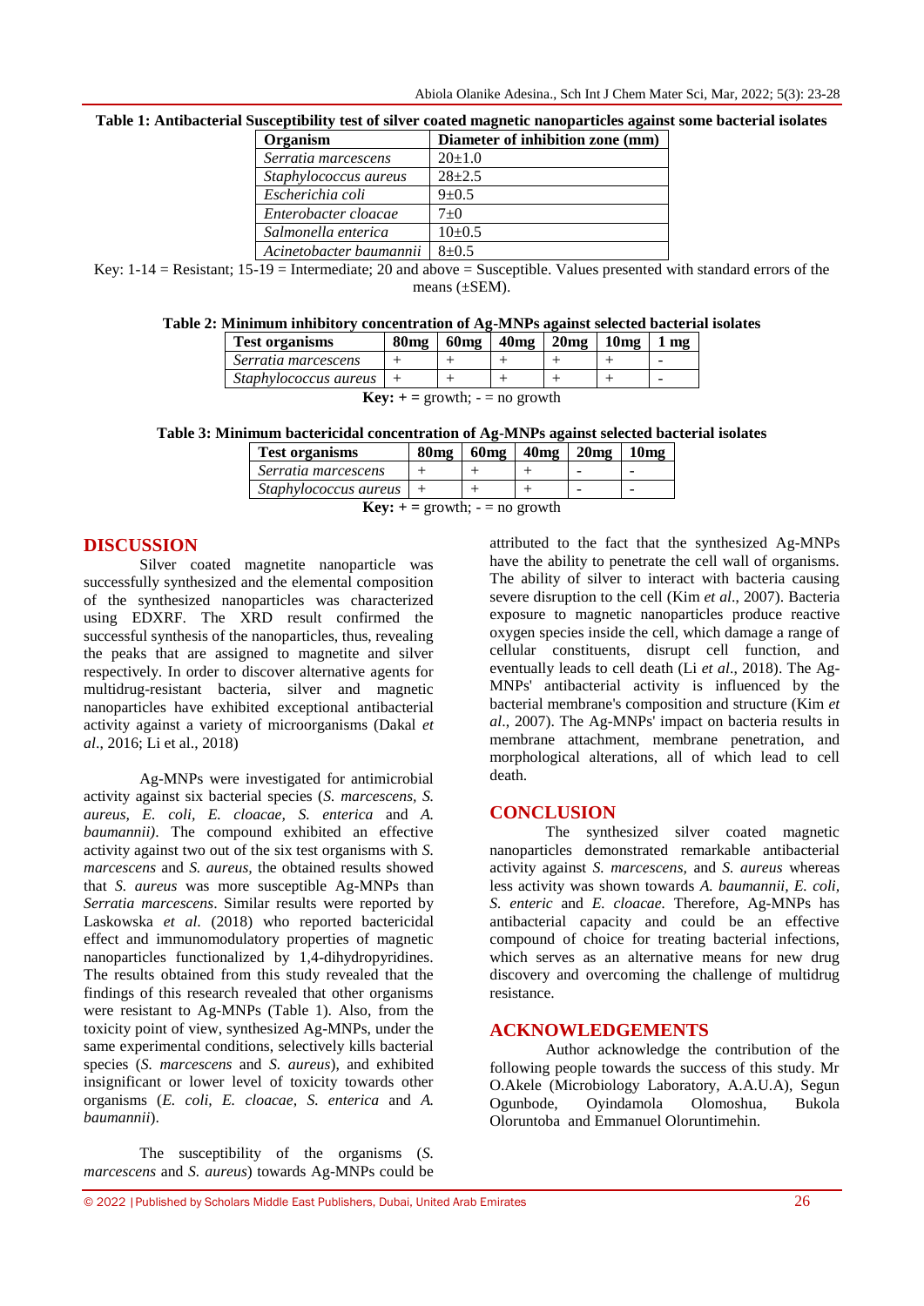**Table 1: Antibacterial Susceptibility test of silver coated magnetic nanoparticles against some bacterial isolates**

| Organism | Diameter of inhibition zone (mm) |
|---|---|
| *Serratia marcescens* | 20±1.0 |
| *Staphylococcus aureus* | 28±2.5 |
| *Escherichia coli* | 9±0.5 |
| *Enterobacter cloacae* | 7±0 |
| *Salmonella enterica* | 10±0.5 |
| *Acinetobacter baumannii* | 8±0.5 |

Key: 1-14 = Resistant; 15-19 = Intermediate; 20 and above = Susceptible. Values presented with standard errors of the means (±SEM).

**Table 2: Minimum inhibitory concentration of Ag-MNPs against selected bacterial isolates**

| Test organisms | 80mg | 60mg | 40mg | 20mg | 10mg | 1 mg |
|---|---|---|---|---|---|---|
| *Serratia marcescens* | + | + | + | + | + | - |
| *Staphylococcus aureus* | + | + | + | + | + | - |

**Key: + =** growth; - = no growth

**Table 3: Minimum bactericidal concentration of Ag-MNPs against selected bacterial isolates**

| Test organisms | 80mg | 60mg | 40mg | 20mg | 10mg |
|---|---|---|---|---|---|
| *Serratia marcescens* | + | + | + | - | - |
| *Staphylococcus aureus* | + | + | + | - | - |

**Key: + =** growth; - = no growth

## DISCUSSION

Silver coated magnetite nanoparticle was successfully synthesized and the elemental composition of the synthesized nanoparticles was characterized using EDXRF. The XRD result confirmed the successful synthesis of the nanoparticles, thus, revealing the peaks that are assigned to magnetite and silver respectively. In order to discover alternative agents for multidrug-resistant bacteria, silver and magnetic nanoparticles have exhibited exceptional antibacterial activity against a variety of microorganisms (Dakal *et al*., 2016; Li et al., 2018)

Ag-MNPs were investigated for antimicrobial activity against six bacterial species (*S. marcescens, S. aureus, E. coli, E. cloacae, S. enterica* and *A. baumannii)*. The compound exhibited an effective activity against two out of the six test organisms with *S. marcescens* and *S. aureus,* the obtained results showed that *S. aureus* was more susceptible Ag-MNPs than *Serratia marcescens*. Similar results were reported by Laskowska *et al.* (2018) who reported bactericidal effect and immunomodulatory properties of magnetic nanoparticles functionalized by 1,4-dihydropyridines. The results obtained from this study revealed that the findings of this research revealed that other organisms were resistant to Ag-MNPs (Table 1). Also, from the toxicity point of view, synthesized Ag-MNPs, under the same experimental conditions, selectively kills bacterial species (*S. marcescens* and *S. aureus*), and exhibited insignificant or lower level of toxicity towards other organisms (*E. coli, E. cloacae, S. enterica* and *A. baumannii*).

The susceptibility of the organisms (*S. marcescens* and *S. aureus*) towards Ag-MNPs could be attributed to the fact that the synthesized Ag-MNPs have the ability to penetrate the cell wall of organisms. The ability of silver to interact with bacteria causing severe disruption to the cell (Kim *et al*., 2007). Bacteria exposure to magnetic nanoparticles produce reactive oxygen species inside the cell, which damage a range of cellular constituents, disrupt cell function, and eventually leads to cell death (Li *et al*., 2018). The Ag-MNPs' antibacterial activity is influenced by the bacterial membrane's composition and structure (Kim *et al*., 2007). The Ag-MNPs' impact on bacteria results in membrane attachment, membrane penetration, and morphological alterations, all of which lead to cell death.

## CONCLUSION

The synthesized silver coated magnetic nanoparticles demonstrated remarkable antibacterial activity against *S. marcescens,* and *S. aureus* whereas less activity was shown towards *A. baumannii, E. coli, S. enteric* and *E. cloacae.* Therefore, Ag-MNPs has antibacterial capacity and could be an effective compound of choice for treating bacterial infections, which serves as an alternative means for new drug discovery and overcoming the challenge of multidrug resistance.

## ACKNOWLEDGEMENTS

Author acknowledge the contribution of the following people towards the success of this study. Mr O.Akele (Microbiology Laboratory, A.A.U.A), Segun Ogunbode, Oyindamola Olomoshua, Bukola Oloruntoba and Emmanuel Oloruntimehin.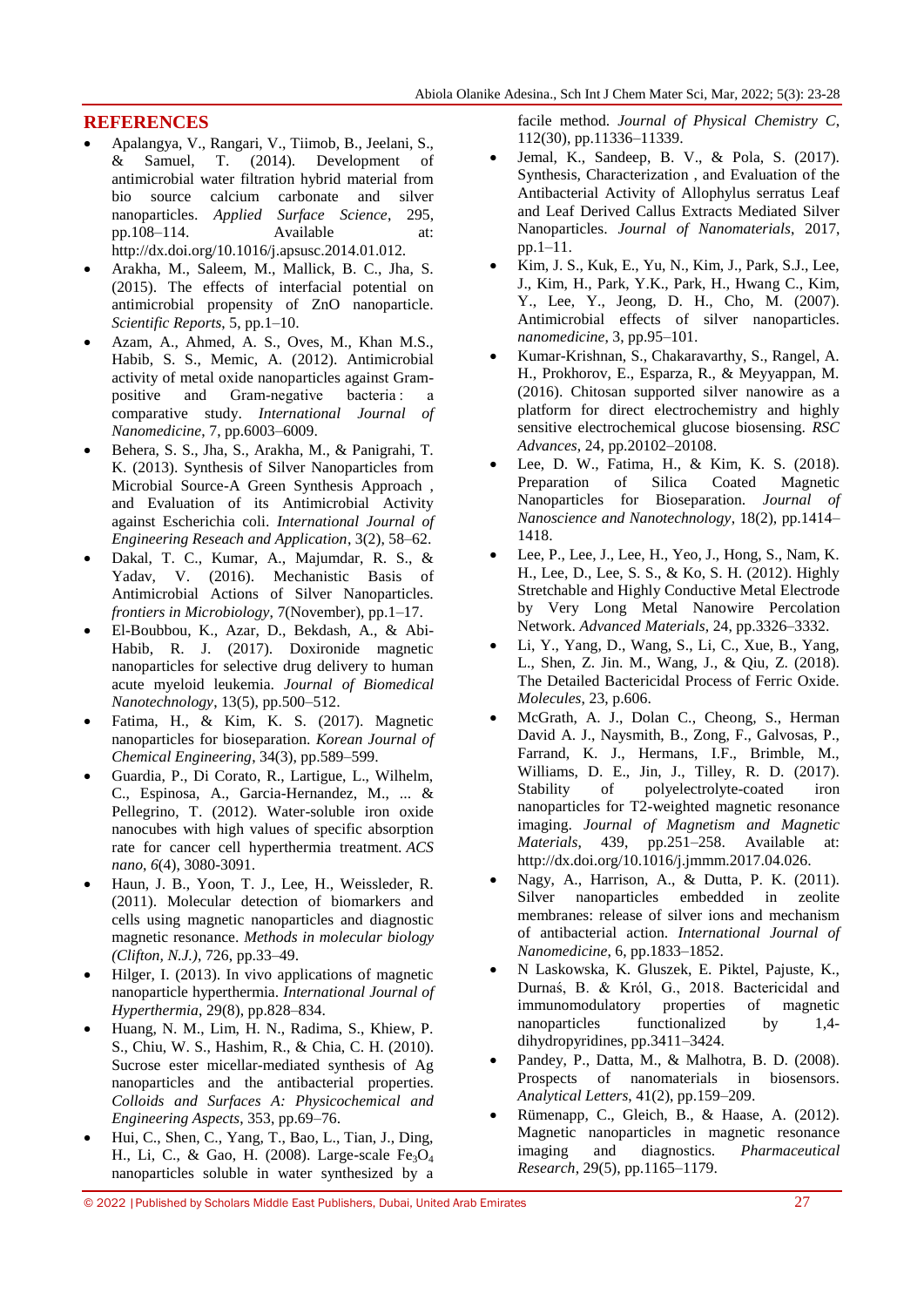## REFERENCES

- Apalangya, V., Rangari, V., Tiimob, B., Jeelani, S., & Samuel, T. (2014). Development of antimicrobial water filtration hybrid material from bio source calcium carbonate and silver nanoparticles. *Applied Surface Science*, 295, pp.108–114. Available at: http://dx.doi.org/10.1016/j.apsusc.2014.01.012.
- Arakha, M., Saleem, M., Mallick, B. C., Jha, S. (2015). The effects of interfacial potential on antimicrobial propensity of ZnO nanoparticle. *Scientific Reports*, 5, pp.1–10.
- Azam, A., Ahmed, A. S., Oves, M., Khan M.S., Habib, S. S., Memic, A. (2012). Antimicrobial activity of metal oxide nanoparticles against Gram-positive and Gram-negative bacteria : a comparative study. *International Journal of Nanomedicine*, 7, pp.6003–6009.
- Behera, S. S., Jha, S., Arakha, M., & Panigrahi, T. K. (2013). Synthesis of Silver Nanoparticles from Microbial Source-A Green Synthesis Approach , and Evaluation of its Antimicrobial Activity against Escherichia coli. *International Journal of Engineering Reseach and Application*, 3(2), 58–62.
- Dakal, T. C., Kumar, A., Majumdar, R. S., & Yadav, V. (2016). Mechanistic Basis of Antimicrobial Actions of Silver Nanoparticles. *frontiers in Microbiology*, 7(November), pp.1–17.
- El-Boubbou, K., Azar, D., Bekdash, A., & Abi-Habib, R. J. (2017). Doxironide magnetic nanoparticles for selective drug delivery to human acute myeloid leukemia. *Journal of Biomedical Nanotechnology*, 13(5), pp.500–512.
- Fatima, H., & Kim, K. S. (2017). Magnetic nanoparticles for bioseparation. *Korean Journal of Chemical Engineering*, 34(3), pp.589–599.
- Guardia, P., Di Corato, R., Lartigue, L., Wilhelm, C., Espinosa, A., Garcia-Hernandez, M., ... & Pellegrino, T. (2012). Water-soluble iron oxide nanocubes with high values of specific absorption rate for cancer cell hyperthermia treatment. *ACS nano*, *6*(4), 3080-3091.
- Haun, J. B., Yoon, T. J., Lee, H., Weissleder, R. (2011). Molecular detection of biomarkers and cells using magnetic nanoparticles and diagnostic magnetic resonance. *Methods in molecular biology (Clifton, N.J.)*, 726, pp.33–49.
- Hilger, I. (2013). In vivo applications of magnetic nanoparticle hyperthermia. *International Journal of Hyperthermia*, 29(8), pp.828–834.
- Huang, N. M., Lim, H. N., Radima, S., Khiew, P. S., Chiu, W. S., Hashim, R., & Chia, C. H. (2010). Sucrose ester micellar-mediated synthesis of Ag nanoparticles and the antibacterial properties. *Colloids and Surfaces A: Physicochemical and Engineering Aspects*, 353, pp.69–76.
- Hui, C., Shen, C., Yang, T., Bao, L., Tian, J., Ding, H., Li, C., & Gao, H. (2008). Large-scale $Fe_3O_4$ nanoparticles soluble in water synthesized by a facile method. *Journal of Physical Chemistry C*, 112(30), pp.11336–11339.
- Jemal, K., Sandeep, B. V., & Pola, S. (2017). Synthesis, Characterization , and Evaluation of the Antibacterial Activity of Allophylus serratus Leaf and Leaf Derived Callus Extracts Mediated Silver Nanoparticles. *Journal of Nanomaterials*, 2017, pp.1–11.
- Kim, J. S., Kuk, E., Yu, N., Kim, J., Park, S.J., Lee, J., Kim, H., Park, Y.K., Park, H., Hwang C., Kim, Y., Lee, Y., Jeong, D. H., Cho, M. (2007). Antimicrobial effects of silver nanoparticles. *nanomedicine*, 3, pp.95–101.
- Kumar-Krishnan, S., Chakaravarthy, S., Rangel, A. H., Prokhorov, E., Esparza, R., & Meyyappan, M. (2016). Chitosan supported silver nanowire as a platform for direct electrochemistry and highly sensitive electrochemical glucose biosensing. *RSC Advances*, 24, pp.20102–20108.
- Lee, D. W., Fatima, H., & Kim, K. S. (2018). Preparation of Silica Coated Magnetic Nanoparticles for Bioseparation. *Journal of Nanoscience and Nanotechnology*, 18(2), pp.1414–1418.
- Lee, P., Lee, J., Lee, H., Yeo, J., Hong, S., Nam, K. H., Lee, D., Lee, S. S., & Ko, S. H. (2012). Highly Stretchable and Highly Conductive Metal Electrode by Very Long Metal Nanowire Percolation Network. *Advanced Materials*, 24, pp.3326–3332.
- Li, Y., Yang, D., Wang, S., Li, C., Xue, B., Yang, L., Shen, Z. Jin. M., Wang, J., & Qiu, Z. (2018). The Detailed Bactericidal Process of Ferric Oxide. *Molecules*, 23, p.606.
- McGrath, A. J., Dolan C., Cheong, S., Herman David A. J., Naysmith, B., Zong, F., Galvosas, P., Farrand, K. J., Hermans, I.F., Brimble, M., Williams, D. E., Jin, J., Tilley, R. D. (2017). Stability of polyelectrolyte-coated iron nanoparticles for T2-weighted magnetic resonance imaging. *Journal of Magnetism and Magnetic Materials*, 439, pp.251–258. Available at: http://dx.doi.org/10.1016/j.jmmm.2017.04.026.
- Nagy, A., Harrison, A., & Dutta, P. K. (2011). Silver nanoparticles embedded in zeolite membranes: release of silver ions and mechanism of antibacterial action. *International Journal of Nanomedicine*, 6, pp.1833–1852.
- N Laskowska, K. Gluszek, E. Piktel, Pajuste, K., Durnaś, B. & Król, G., 2018. Bactericidal and immunomodulatory properties of magnetic nanoparticles functionalized by 1,4-dihydropyridines, pp.3411–3424.
- Pandey, P., Datta, M., & Malhotra, B. D. (2008). Prospects of nanomaterials in biosensors. *Analytical Letters*, 41(2), pp.159–209.
- Rümenapp, C., Gleich, B., & Haase, A. (2012). Magnetic nanoparticles in magnetic resonance imaging and diagnostics. *Pharmaceutical Research*, 29(5), pp.1165–1179.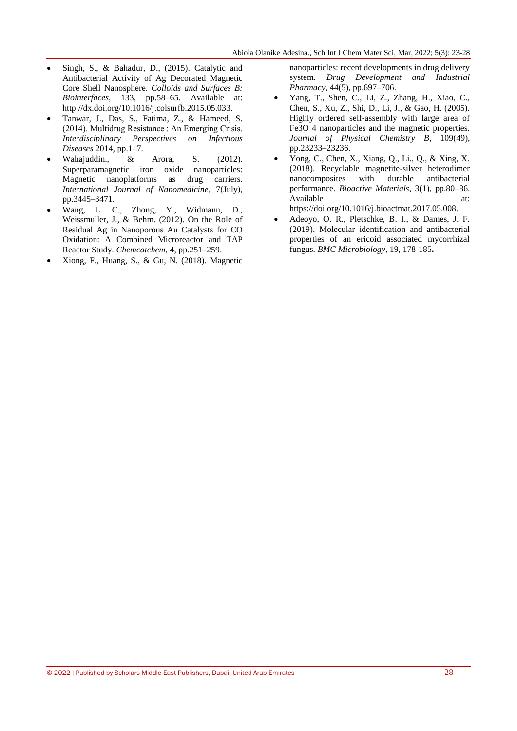- Singh, S., & Bahadur, D., (2015). Catalytic and Antibacterial Activity of Ag Decorated Magnetic Core Shell Nanosphere. *Colloids and Surfaces B: Biointerfaces*, 133, pp.58–65. Available at: http://dx.doi.org/10.1016/j.colsurfb.2015.05.033.
- Tanwar, J., Das, S., Fatima, Z., & Hameed, S. (2014). Multidrug Resistance : An Emerging Crisis. *Interdisciplinary Perspectives on Infectious Diseases* 2014, pp.1–7.
- Wahajuddin., & Arora, S. (2012). Superparamagnetic iron oxide nanoparticles: Magnetic nanoplatforms as drug carriers. *International Journal of Nanomedicine*, 7(July), pp.3445–3471.
- Wang, L. C., Zhong, Y., Widmann, D., Weissmuller, J., & Behm. (2012). On the Role of Residual Ag in Nanoporous Au Catalysts for CO Oxidation: A Combined Microreactor and TAP Reactor Study. *Chemcatchem*, 4, pp.251–259.
- Xiong, F., Huang, S., & Gu, N. (2018). Magnetic nanoparticles: recent developments in drug delivery system. *Drug Development and Industrial Pharmacy*, 44(5), pp.697–706.
- Yang, T., Shen, C., Li, Z., Zhang, H., Xiao, C., Chen, S., Xu, Z., Shi, D., Li, J., & Gao, H. (2005). Highly ordered self-assembly with large area of Fe3O 4 nanoparticles and the magnetic properties. *Journal of Physical Chemistry B*, 109(49), pp.23233–23236.
- Yong, C., Chen, X., Xiang, Q., Li., Q., & Xing, X. (2018). Recyclable magnetite-silver heterodimer nanocomposites with durable antibacterial performance. *Bioactive Materials*, 3(1), pp.80–86. Available at: https://doi.org/10.1016/j.bioactmat.2017.05.008.
- Adeoyo, O. R., Pletschke, B. I., & Dames, J. F. (2019). Molecular identification and antibacterial properties of an ericoid associated mycorrhizal fungus. *BMC Microbiology*, 19, 178-185**.**